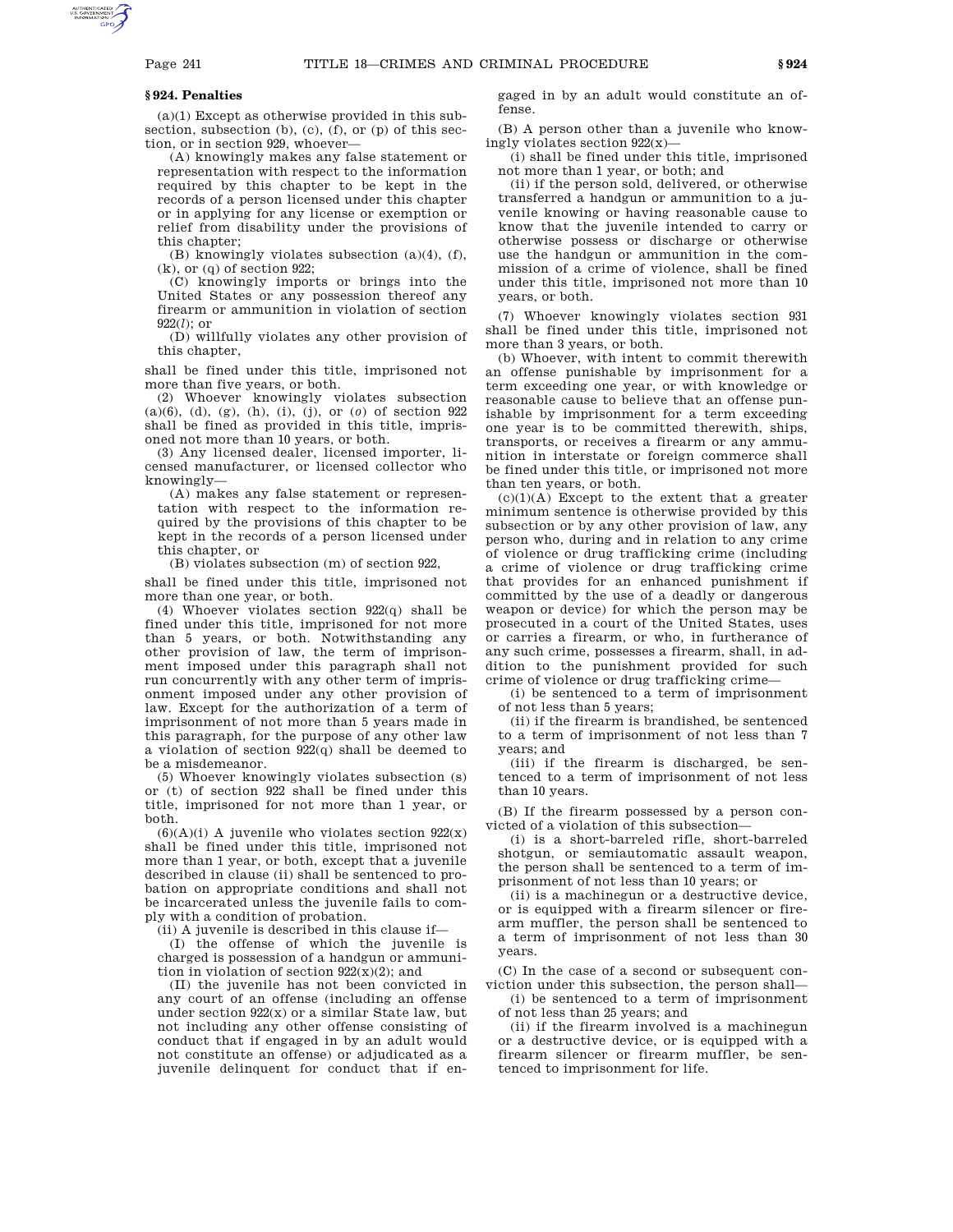## § 924. Penalties

(a)(1) Except as otherwise provided in this subsection, subsection (b), (c), (f), or (p) of this section, or in section 929, whoever—

(A) knowingly makes any false statement or representation with respect to the information required by this chapter to be kept in the records of a person licensed under this chapter or in applying for any license or exemption or relief from disability under the provisions of this chapter;

(B) knowingly violates subsection (a)(4), (f), (k), or (q) of section 922;

(C) knowingly imports or brings into the United States or any possession thereof any firearm or ammunition in violation of section 922(*l*); or

(D) willfully violates any other provision of this chapter,

shall be fined under this title, imprisoned not more than five years, or both.

(2) Whoever knowingly violates subsection (a)(6), (d), (g), (h), (i), (j), or (*o*) of section 922 shall be fined as provided in this title, imprisoned not more than 10 years, or both.

(3) Any licensed dealer, licensed importer, licensed manufacturer, or licensed collector who knowingly—

(A) makes any false statement or representation with respect to the information required by the provisions of this chapter to be kept in the records of a person licensed under this chapter, or

(B) violates subsection (m) of section 922,

shall be fined under this title, imprisoned not more than one year, or both.

(4) Whoever violates section 922(q) shall be fined under this title, imprisoned for not more than 5 years, or both. Notwithstanding any other provision of law, the term of imprisonment imposed under this paragraph shall not run concurrently with any other term of imprisonment imposed under any other provision of law. Except for the authorization of a term of imprisonment of not more than 5 years made in this paragraph, for the purpose of any other law a violation of section 922(q) shall be deemed to be a misdemeanor.

(5) Whoever knowingly violates subsection (s) or (t) of section 922 shall be fined under this title, imprisoned for not more than 1 year, or both.

(6)(A)(i) A juvenile who violates section 922(x) shall be fined under this title, imprisoned not more than 1 year, or both, except that a juvenile described in clause (ii) shall be sentenced to probation on appropriate conditions and shall not be incarcerated unless the juvenile fails to comply with a condition of probation.

(ii) A juvenile is described in this clause if—

(I) the offense of which the juvenile is charged is possession of a handgun or ammunition in violation of section 922(x)(2); and

(II) the juvenile has not been convicted in any court of an offense (including an offense under section 922(x) or a similar State law, but not including any other offense consisting of conduct that if engaged in by an adult would not constitute an offense) or adjudicated as a juvenile delinquent for conduct that if engaged in by an adult would constitute an offense.

(B) A person other than a juvenile who knowingly violates section 922(x)—

(i) shall be fined under this title, imprisoned not more than 1 year, or both; and

(ii) if the person sold, delivered, or otherwise transferred a handgun or ammunition to a juvenile knowing or having reasonable cause to know that the juvenile intended to carry or otherwise possess or discharge or otherwise use the handgun or ammunition in the commission of a crime of violence, shall be fined under this title, imprisoned not more than 10 years, or both.

(7) Whoever knowingly violates section 931 shall be fined under this title, imprisoned not more than 3 years, or both.

(b) Whoever, with intent to commit therewith an offense punishable by imprisonment for a term exceeding one year, or with knowledge or reasonable cause to believe that an offense punishable by imprisonment for a term exceeding one year is to be committed therewith, ships, transports, or receives a firearm or any ammunition in interstate or foreign commerce shall be fined under this title, or imprisoned not more than ten years, or both.

(c)(1)(A) Except to the extent that a greater minimum sentence is otherwise provided by this subsection or by any other provision of law, any person who, during and in relation to any crime of violence or drug trafficking crime (including a crime of violence or drug trafficking crime that provides for an enhanced punishment if committed by the use of a deadly or dangerous weapon or device) for which the person may be prosecuted in a court of the United States, uses or carries a firearm, or who, in furtherance of any such crime, possesses a firearm, shall, in addition to the punishment provided for such crime of violence or drug trafficking crime—

(i) be sentenced to a term of imprisonment of not less than 5 years;

(ii) if the firearm is brandished, be sentenced to a term of imprisonment of not less than 7 years; and

(iii) if the firearm is discharged, be sentenced to a term of imprisonment of not less than 10 years.

(B) If the firearm possessed by a person convicted of a violation of this subsection—

(i) is a short-barreled rifle, short-barreled shotgun, or semiautomatic assault weapon, the person shall be sentenced to a term of imprisonment of not less than 10 years; or

(ii) is a machinegun or a destructive device, or is equipped with a firearm silencer or firearm muffler, the person shall be sentenced to a term of imprisonment of not less than 30 years.

(C) In the case of a second or subsequent conviction under this subsection, the person shall—

(i) be sentenced to a term of imprisonment of not less than 25 years; and

(ii) if the firearm involved is a machinegun or a destructive device, or is equipped with a firearm silencer or firearm muffler, be sentenced to imprisonment for life.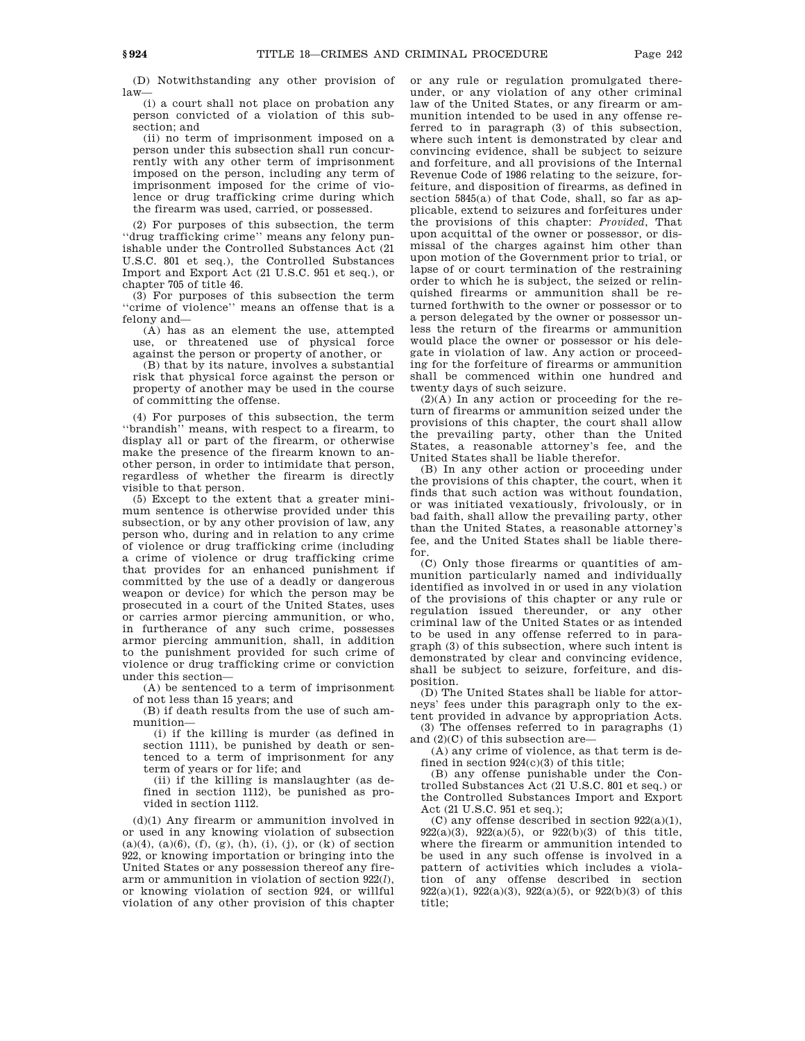(D) Notwithstanding any other provision of law—

(i) a court shall not place on probation any person convicted of a violation of this subsection; and

(ii) no term of imprisonment imposed on a person under this subsection shall run concurrently with any other term of imprisonment imposed on the person, including any term of imprisonment imposed for the crime of violence or drug trafficking crime during which the firearm was used, carried, or possessed.

(2) For purposes of this subsection, the term ''drug trafficking crime'' means any felony punishable under the Controlled Substances Act (21 U.S.C. 801 et seq.), the Controlled Substances Import and Export Act (21 U.S.C. 951 et seq.), or chapter 705 of title 46.

(3) For purposes of this subsection the term ''crime of violence'' means an offense that is a felony and—

(A) has as an element the use, attempted use, or threatened use of physical force against the person or property of another, or

(B) that by its nature, involves a substantial risk that physical force against the person or property of another may be used in the course of committing the offense.

(4) For purposes of this subsection, the term ''brandish'' means, with respect to a firearm, to display all or part of the firearm, or otherwise make the presence of the firearm known to another person, in order to intimidate that person, regardless of whether the firearm is directly visible to that person.

(5) Except to the extent that a greater minimum sentence is otherwise provided under this subsection, or by any other provision of law, any person who, during and in relation to any crime of violence or drug trafficking crime (including a crime of violence or drug trafficking crime that provides for an enhanced punishment if committed by the use of a deadly or dangerous weapon or device) for which the person may be prosecuted in a court of the United States, uses or carries armor piercing ammunition, or who, in furtherance of any such crime, possesses armor piercing ammunition, shall, in addition to the punishment provided for such crime of violence or drug trafficking crime or conviction under this section—

(A) be sentenced to a term of imprisonment of not less than 15 years; and

(B) if death results from the use of such ammunition—

(i) if the killing is murder (as defined in section 1111), be punished by death or sentenced to a term of imprisonment for any term of years or for life; and

(ii) if the killing is manslaughter (as defined in section 1112), be punished as provided in section 1112.

(d)(1) Any firearm or ammunition involved in or used in any knowing violation of subsection (a)(4), (a)(6), (f), (g), (h), (i), (j), or (k) of section 922, or knowing importation or bringing into the United States or any possession thereof any firearm or ammunition in violation of section 922(*l*), or knowing violation of section 924, or willful violation of any other provision of this chapter or any rule or regulation promulgated thereunder, or any violation of any other criminal law of the United States, or any firearm or ammunition intended to be used in any offense referred to in paragraph (3) of this subsection, where such intent is demonstrated by clear and convincing evidence, shall be subject to seizure and forfeiture, and all provisions of the Internal Revenue Code of 1986 relating to the seizure, forfeiture, and disposition of firearms, as defined in section 5845(a) of that Code, shall, so far as applicable, extend to seizures and forfeitures under the provisions of this chapter: *Provided*, That upon acquittal of the owner or possessor, or dismissal of the charges against him other than upon motion of the Government prior to trial, or lapse of or court termination of the restraining order to which he is subject, the seized or relinquished firearms or ammunition shall be returned forthwith to the owner or possessor or to a person delegated by the owner or possessor unless the return of the firearms or ammunition would place the owner or possessor or his delegate in violation of law. Any action or proceeding for the forfeiture of firearms or ammunition shall be commenced within one hundred and twenty days of such seizure.

(2)(A) In any action or proceeding for the return of firearms or ammunition seized under the provisions of this chapter, the court shall allow the prevailing party, other than the United States, a reasonable attorney's fee, and the United States shall be liable therefor.

(B) In any other action or proceeding under the provisions of this chapter, the court, when it finds that such action was without foundation, or was initiated vexatiously, frivolously, or in bad faith, shall allow the prevailing party, other than the United States, a reasonable attorney's fee, and the United States shall be liable therefor.

(C) Only those firearms or quantities of ammunition particularly named and individually identified as involved in or used in any violation of the provisions of this chapter or any rule or regulation issued thereunder, or any other criminal law of the United States or as intended to be used in any offense referred to in paragraph (3) of this subsection, where such intent is demonstrated by clear and convincing evidence, shall be subject to seizure, forfeiture, and disposition.

(D) The United States shall be liable for attorneys' fees under this paragraph only to the extent provided in advance by appropriation Acts.

(3) The offenses referred to in paragraphs (1) and (2)(C) of this subsection are—

(A) any crime of violence, as that term is defined in section 924(c)(3) of this title;

(B) any offense punishable under the Controlled Substances Act (21 U.S.C. 801 et seq.) or the Controlled Substances Import and Export Act (21 U.S.C. 951 et seq.);

(C) any offense described in section 922(a)(1), 922(a)(3), 922(a)(5), or 922(b)(3) of this title, where the firearm or ammunition intended to be used in any such offense is involved in a pattern of activities which includes a violation of any offense described in section 922(a)(1), 922(a)(3), 922(a)(5), or 922(b)(3) of this title;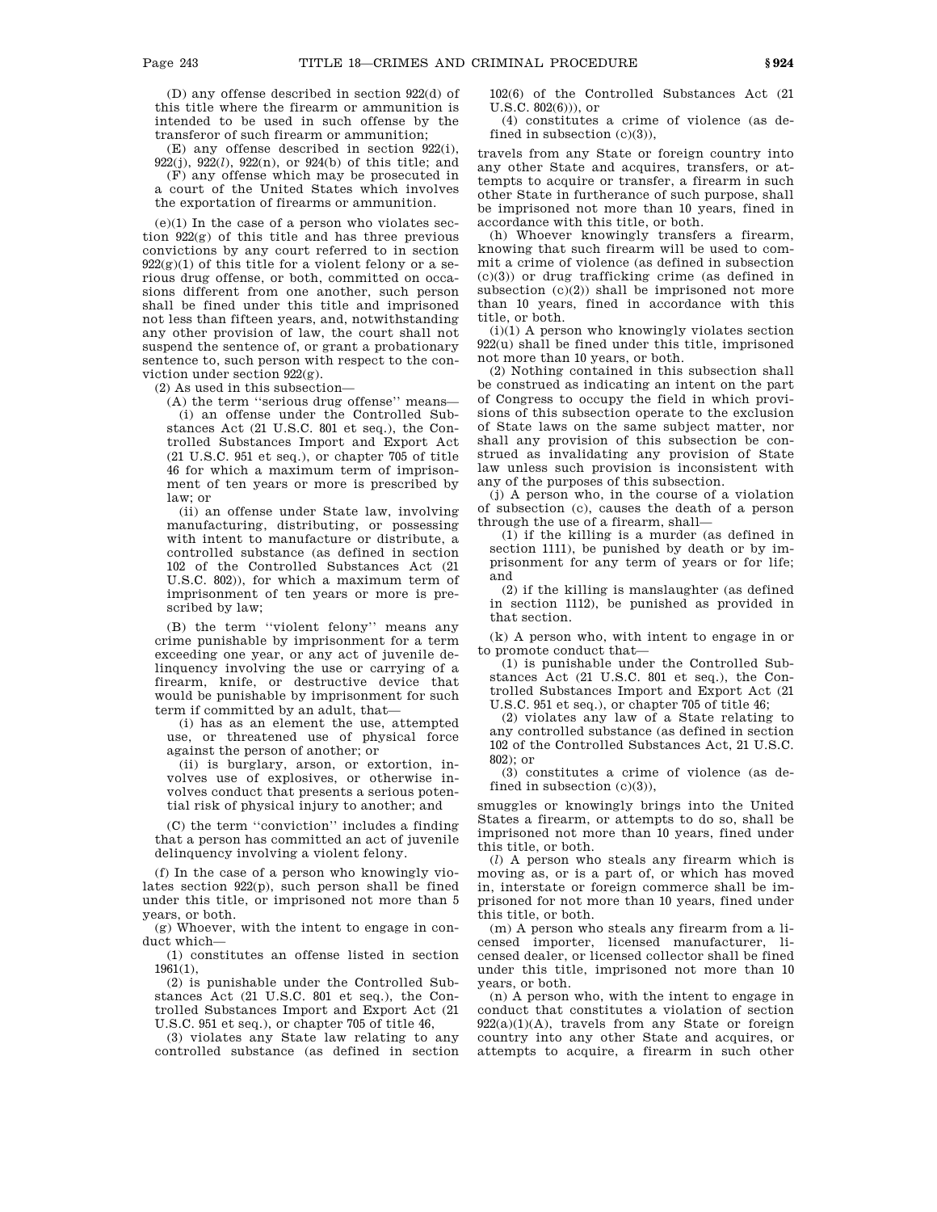(D) any offense described in section 922(d) of this title where the firearm or ammunition is intended to be used in such offense by the transferor of such firearm or ammunition;

(E) any offense described in section 922(i), 922(j), 922(*l*), 922(n), or 924(b) of this title; and

(F) any offense which may be prosecuted in a court of the United States which involves the exportation of firearms or ammunition.

(e)(1) In the case of a person who violates section 922(g) of this title and has three previous convictions by any court referred to in section 922(g)(1) of this title for a violent felony or a serious drug offense, or both, committed on occasions different from one another, such person shall be fined under this title and imprisoned not less than fifteen years, and, notwithstanding any other provision of law, the court shall not suspend the sentence of, or grant a probationary sentence to, such person with respect to the conviction under section 922(g).

(2) As used in this subsection—

(A) the term "serious drug offense" means—

(i) an offense under the Controlled Substances Act (21 U.S.C. 801 et seq.), the Controlled Substances Import and Export Act (21 U.S.C. 951 et seq.), or chapter 705 of title 46 for which a maximum term of imprisonment of ten years or more is prescribed by law; or

(ii) an offense under State law, involving manufacturing, distributing, or possessing with intent to manufacture or distribute, a controlled substance (as defined in section 102 of the Controlled Substances Act (21 U.S.C. 802)), for which a maximum term of imprisonment of ten years or more is prescribed by law;

(B) the term "violent felony" means any crime punishable by imprisonment for a term exceeding one year, or any act of juvenile delinquency involving the use or carrying of a firearm, knife, or destructive device that would be punishable by imprisonment for such term if committed by an adult, that—

(i) has as an element the use, attempted use, or threatened use of physical force against the person of another; or

(ii) is burglary, arson, or extortion, involves use of explosives, or otherwise involves conduct that presents a serious potential risk of physical injury to another; and

(C) the term "conviction" includes a finding that a person has committed an act of juvenile delinquency involving a violent felony.

(f) In the case of a person who knowingly violates section 922(p), such person shall be fined under this title, or imprisoned not more than 5 years, or both.

(g) Whoever, with the intent to engage in conduct which—

(1) constitutes an offense listed in section 1961(1),

(2) is punishable under the Controlled Substances Act (21 U.S.C. 801 et seq.), the Controlled Substances Import and Export Act (21 U.S.C. 951 et seq.), or chapter 705 of title 46,

(3) violates any State law relating to any controlled substance (as defined in section 102(6) of the Controlled Substances Act (21 U.S.C. 802(6))), or

(4) constitutes a crime of violence (as defined in subsection (c)(3)),

travels from any State or foreign country into any other State and acquires, transfers, or attempts to acquire or transfer, a firearm in such other State in furtherance of such purpose, shall be imprisoned not more than 10 years, fined in accordance with this title, or both.

(h) Whoever knowingly transfers a firearm, knowing that such firearm will be used to commit a crime of violence (as defined in subsection (c)(3)) or drug trafficking crime (as defined in subsection (c)(2)) shall be imprisoned not more than 10 years, fined in accordance with this title, or both.

(i)(1) A person who knowingly violates section 922(u) shall be fined under this title, imprisoned not more than 10 years, or both.

(2) Nothing contained in this subsection shall be construed as indicating an intent on the part of Congress to occupy the field in which provisions of this subsection operate to the exclusion of State laws on the same subject matter, nor shall any provision of this subsection be construed as invalidating any provision of State law unless such provision is inconsistent with any of the purposes of this subsection.

(j) A person who, in the course of a violation of subsection (c), causes the death of a person through the use of a firearm, shall—

(1) if the killing is a murder (as defined in section 1111), be punished by death or by imprisonment for any term of years or for life; and

(2) if the killing is manslaughter (as defined in section 1112), be punished as provided in that section.

(k) A person who, with intent to engage in or to promote conduct that—

(1) is punishable under the Controlled Substances Act (21 U.S.C. 801 et seq.), the Controlled Substances Import and Export Act (21 U.S.C. 951 et seq.), or chapter 705 of title 46;

(2) violates any law of a State relating to any controlled substance (as defined in section 102 of the Controlled Substances Act, 21 U.S.C. 802); or

(3) constitutes a crime of violence (as defined in subsection (c)(3)),

smuggles or knowingly brings into the United States a firearm, or attempts to do so, shall be imprisoned not more than 10 years, fined under this title, or both.

(*l*) A person who steals any firearm which is moving as, or is a part of, or which has moved in, interstate or foreign commerce shall be imprisoned for not more than 10 years, fined under this title, or both.

(m) A person who steals any firearm from a licensed importer, licensed manufacturer, licensed dealer, or licensed collector shall be fined under this title, imprisoned not more than 10 years, or both.

(n) A person who, with the intent to engage in conduct that constitutes a violation of section 922(a)(1)(A), travels from any State or foreign country into any other State and acquires, or attempts to acquire, a firearm in such other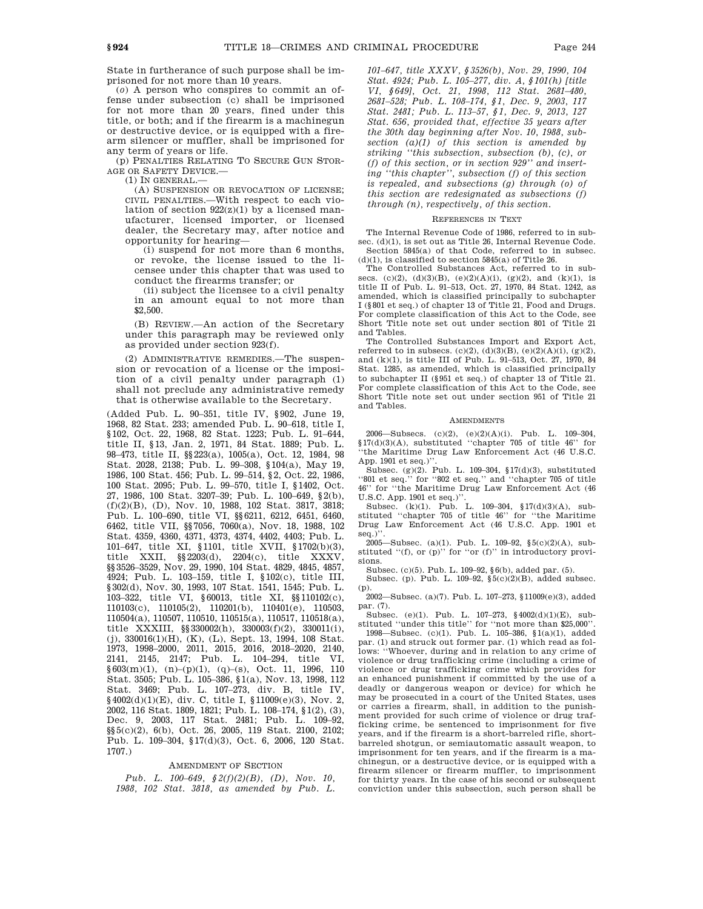State in furtherance of such purpose shall be imprisoned for not more than 10 years.

(*o*) A person who conspires to commit an offense under subsection (c) shall be imprisoned for not more than 20 years, fined under this title, or both; and if the firearm is a machinegun or destructive device, or is equipped with a firearm silencer or muffler, shall be imprisoned for any term of years or life.

(p) PENALTIES RELATING TO SECURE GUN STORAGE OR SAFETY DEVICE.—

(1) IN GENERAL.—

(A) SUSPENSION OR REVOCATION OF LICENSE; CIVIL PENALTIES.—With respect to each violation of section 922(z)(1) by a licensed manufacturer, licensed importer, or licensed dealer, the Secretary may, after notice and opportunity for hearing—

(i) suspend for not more than 6 months, or revoke, the license issued to the licensee under this chapter that was used to conduct the firearms transfer; or

(ii) subject the licensee to a civil penalty in an amount equal to not more than $2,500.

(B) REVIEW.—An action of the Secretary under this paragraph may be reviewed only as provided under section 923(f).

(2) ADMINISTRATIVE REMEDIES.—The suspension or revocation of a license or the imposition of a civil penalty under paragraph (1) shall not preclude any administrative remedy that is otherwise available to the Secretary.

(Added Pub. L. 90–351, title IV, §902, June 19, 1968, 82 Stat. 233; amended Pub. L. 90–618, title I, §102, Oct. 22, 1968, 82 Stat. 1223; Pub. L. 91–644, title II, §13, Jan. 2, 1971, 84 Stat. 1889; Pub. L. 98–473, title II, §§223(a), 1005(a), Oct. 12, 1984, 98 Stat. 2028, 2138; Pub. L. 99–308, §104(a), May 19, 1986, 100 Stat. 456; Pub. L. 99–514, §2, Oct. 22, 1986, 100 Stat. 2095; Pub. L. 99–570, title I, §1402, Oct. 27, 1986, 100 Stat. 3207–39; Pub. L. 100–649, §2(b), (f)(2)(B), (D), Nov. 10, 1988, 102 Stat. 3817, 3818; Pub. L. 100–690, title VI, §§6211, 6212, 6451, 6460, 6462, title VII, §§7056, 7060(a), Nov. 18, 1988, 102 Stat. 4359, 4360, 4371, 4373, 4374, 4402, 4403; Pub. L. 101–647, title XI, §1101, title XVII, §1702(b)(3), title XXII, §§2203(d), 2204(c), title XXXV, §§3526–3529, Nov. 29, 1990, 104 Stat. 4829, 4845, 4857, 4924; Pub. L. 103–159, title I, §102(c), title III, §302(d), Nov. 30, 1993, 107 Stat. 1541, 1545; Pub. L. 103–322, title VI, §60013, title XI, §§110102(c), 110103(c), 110105(2), 110201(b), 110401(e), 110503, 110504(a), 110507, 110510, 110515(a), 110517, 110518(a), title XXXIII, §§330002(h), 330003(f)(2), 330011(i), (j), 330016(1)(H), (K), (L), Sept. 13, 1994, 108 Stat. 1973, 1998–2000, 2011, 2015, 2016, 2018–2020, 2140, 2141, 2145, 2147; Pub. L. 104–294, title VI, §603(m)(1), (n)–(p)(1), (q)–(s), Oct. 11, 1996, 110 Stat. 3505; Pub. L. 105–386, §1(a), Nov. 13, 1998, 112 Stat. 3469; Pub. L. 107–273, div. B, title IV, §4002(d)(1)(E), div. C, title I, §11009(e)(3), Nov. 2, 2002, 116 Stat. 1809, 1821; Pub. L. 108–174, §1(2), (3), Dec. 9, 2003, 117 Stat. 2481; Pub. L. 109–92, §§5(c)(2), 6(b), Oct. 26, 2005, 119 Stat. 2100, 2102; Pub. L. 109–304, §17(d)(3), Oct. 6, 2006, 120 Stat. 1707.)

AMENDMENT OF SECTION

*Pub. L. 100–649, §2(f)(2)(B), (D), Nov. 10, 1988, 102 Stat. 3818, as amended by Pub. L. 101–647, title XXXV, §3526(b), Nov. 29, 1990, 104 Stat. 4924; Pub. L. 105–277, div. A, §101(h) [title VI, §649], Oct. 21, 1998, 112 Stat. 2681–480, 2681–528; Pub. L. 108–174, §1, Dec. 9, 2003, 117 Stat. 2481; Pub. L. 113–57, §1, Dec. 9, 2013, 127 Stat. 656, provided that, effective 35 years after the 30th day beginning after Nov. 10, 1988, subsection (a)(1) of this section is amended by striking "this subsection, subsection (b), (c), or (f) of this section, or in section 929" and inserting "this chapter", subsection (f) of this section is repealed, and subsections (g) through (o) of this section are redesignated as subsections (f) through (n), respectively, of this section.*

REFERENCES IN TEXT

The Internal Revenue Code of 1986, referred to in subsec. (d)(1), is set out as Title 26, Internal Revenue Code.

Section 5845(a) of that Code, referred to in subsec. (d)(1), is classified to section 5845(a) of Title 26.

The Controlled Substances Act, referred to in subsecs. (c)(2), (d)(3)(B), (e)(2)(A)(i), (g)(2), and (k)(1), is title II of Pub. L. 91–513, Oct. 27, 1970, 84 Stat. 1242, as amended, which is classified principally to subchapter I (§801 et seq.) of chapter 13 of Title 21, Food and Drugs. For complete classification of this Act to the Code, see Short Title note set out under section 801 of Title 21 and Tables.

The Controlled Substances Import and Export Act, referred to in subsecs. (c)(2), (d)(3)(B), (e)(2)(A)(i), (g)(2), and (k)(1), is title III of Pub. L. 91–513, Oct. 27, 1970, 84 Stat. 1285, as amended, which is classified principally to subchapter II (§951 et seq.) of chapter 13 of Title 21. For complete classification of this Act to the Code, see Short Title note set out under section 951 of Title 21 and Tables.

AMENDMENTS

2006—Subsecs. (c)(2), (e)(2)(A)(i). Pub. L. 109–304, §17(d)(3)(A), substituted "chapter 705 of title 46" for "the Maritime Drug Law Enforcement Act (46 U.S.C. App. 1901 et seq.)".

Subsec. (g)(2). Pub. L. 109–304, §17(d)(3), substituted "801 et seq." for "802 et seq." and "chapter 705 of title 46" for "the Maritime Drug Law Enforcement Act (46 U.S.C. App. 1901 et seq.)".

Subsec. (k)(1). Pub. L. 109–304, §17(d)(3)(A), substituted "chapter 705 of title 46" for "the Maritime Drug Law Enforcement Act (46 U.S.C. App. 1901 et seq.)".

2005—Subsec. (a)(1). Pub. L. 109–92, §5(c)(2)(A), substituted "(f), or (p)" for "or (f)" in introductory provisions.

Subsec. (c)(5). Pub. L. 109–92, §6(b), added par. (5).

Subsec. (p). Pub. L. 109–92, §5(c)(2)(B), added subsec. (p).

2002—Subsec. (a)(7). Pub. L. 107–273, §11009(e)(3), added par. (7).

Subsec. (e)(1). Pub. L. 107–273, §4002(d)(1)(E), substituted "under this title" for "not more than $25,000".

1998—Subsec. (c)(1). Pub. L. 105–386, §1(a)(1), added par. (1) and struck out former par. (1) which read as follows: "Whoever, during and in relation to any crime of violence or drug trafficking crime (including a crime of violence or drug trafficking crime which provides for an enhanced punishment if committed by the use of a deadly or dangerous weapon or device) for which he may be prosecuted in a court of the United States, uses or carries a firearm, shall, in addition to the punishment provided for such crime of violence or drug trafficking crime, be sentenced to imprisonment for five years, and if the firearm is a short-barreled rifle, short-barreled shotgun, or semiautomatic assault weapon, to imprisonment for ten years, and if the firearm is a machinegun, or a destructive device, or is equipped with a firearm silencer or firearm muffler, to imprisonment for thirty years. In the case of his second or subsequent conviction under this subsection, such person shall be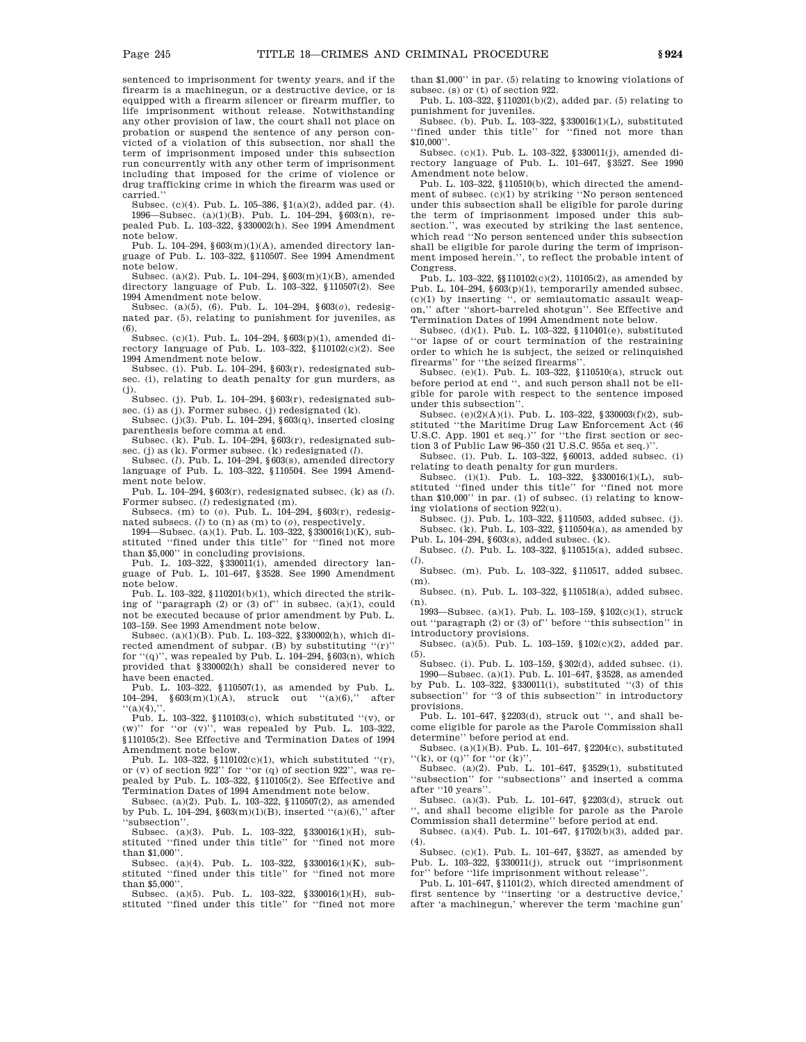sentenced to imprisonment for twenty years, and if the firearm is a machinegun, or a destructive device, or is equipped with a firearm silencer or firearm muffler, to life imprisonment without release. Notwithstanding any other provision of law, the court shall not place on probation or suspend the sentence of any person convicted of a violation of this subsection, nor shall the term of imprisonment imposed under this subsection run concurrently with any other term of imprisonment including that imposed for the crime of violence or drug trafficking crime in which the firearm was used or carried.''

Subsec. (c)(4). Pub. L. 105–386, §1(a)(2), added par. (4).

1996—Subsec. (a)(1)(B). Pub. L. 104–294, §603(n), repealed Pub. L. 103–322, §330002(h). See 1994 Amendment note below.

Pub. L. 104–294, §603(m)(1)(A), amended directory language of Pub. L. 103–322, §110507. See 1994 Amendment note below.

Subsec. (a)(2). Pub. L. 104–294, §603(m)(1)(B), amended directory language of Pub. L. 103–322, §110507(2). See 1994 Amendment note below.

Subsec. (a)(5), (6). Pub. L. 104–294, §603(*o*), redesignated par. (5), relating to punishment for juveniles, as (6).

Subsec. (c)(1). Pub. L. 104–294, §603(p)(1), amended directory language of Pub. L. 103–322, §110102(c)(2). See 1994 Amendment note below.

Subsec. (i). Pub. L. 104–294, §603(r), redesignated subsec. (i), relating to death penalty for gun murders, as (j).

Subsec. (j). Pub. L. 104–294, §603(r), redesignated subsec. (i) as (j). Former subsec. (j) redesignated (k).

Subsec. (j)(3). Pub. L. 104–294, §603(q), inserted closing parenthesis before comma at end.

Subsec. (k). Pub. L. 104–294, §603(r), redesignated subsec. (j) as (k). Former subsec. (k) redesignated (*l*).

Subsec. (*l*). Pub. L. 104–294, §603(s), amended directory language of Pub. L. 103–322, §110504. See 1994 Amendment note below.

Pub. L. 104–294, §603(r), redesignated subsec. (k) as (*l*). Former subsec. (*l*) redesignated (m).

Subsecs. (m) to (*o*). Pub. L. 104–294, §603(r), redesignated subsecs. (*l*) to (n) as (m) to (*o*), respectively.

1994—Subsec. (a)(1). Pub. L. 103–322, §330016(1)(K), substituted ''fined under this title'' for ''fined not more than $5,000'' in concluding provisions.

Pub. L. 103–322, §330011(i), amended directory language of Pub. L. 101–647, §3528. See 1990 Amendment note below.

Pub. L. 103–322, §110201(b)(1), which directed the striking of ''paragraph (2) or (3) of'' in subsec. (a)(1), could not be executed because of prior amendment by Pub. L. 103–159. See 1993 Amendment note below.

Subsec. (a)(1)(B). Pub. L. 103–322, §330002(h), which directed amendment of subpar. (B) by substituting ''(r)'' for ''(q)'', was repealed by Pub. L. 104–294, §603(n), which provided that §330002(h) shall be considered never to have been enacted.

Pub. L. 103–322, §110507(1), as amended by Pub. L. 104–294, §603(m)(1)(A), struck out ''(a)(6),'' after ''(a)(4),''.

Pub. L. 103–322, §110103(c), which substituted ''(v), or (w)'' for ''or (v)'', was repealed by Pub. L. 103–322, §110105(2). See Effective and Termination Dates of 1994 Amendment note below.

Pub. L. 103–322, §110102(c)(1), which substituted ''(r), or (v) of section 922'' for ''or (q) of section 922'', was repealed by Pub. L. 103–322, §110105(2). See Effective and Termination Dates of 1994 Amendment note below.

Subsec. (a)(2). Pub. L. 103–322, §110507(2), as amended by Pub. L. 104–294, §603(m)(1)(B), inserted ''(a)(6),'' after ''subsection''.

Subsec. (a)(3). Pub. L. 103–322, §330016(1)(H), substituted ''fined under this title'' for ''fined not more than $1,000''.

Subsec. (a)(4). Pub. L. 103–322, §330016(1)(K), substituted ''fined under this title'' for ''fined not more than $5,000''.

Subsec. (a)(5). Pub. L. 103–322, §330016(1)(H), substituted ''fined under this title'' for ''fined not more than $1,000'' in par. (5) relating to knowing violations of subsec. (s) or (t) of section 922.

Pub. L. 103–322, §110201(b)(2), added par. (5) relating to punishment for juveniles.

Subsec. (b). Pub. L. 103–322, §330016(1)(L), substituted ''fined under this title'' for ''fined not more than $10,000''.

Subsec. (c)(1). Pub. L. 103–322, §330011(j), amended directory language of Pub. L. 101–647, §3527. See 1990 Amendment note below.

Pub. L. 103–322, §110510(b), which directed the amendment of subsec. (c)(1) by striking ''No person sentenced under this subsection shall be eligible for parole during the term of imprisonment imposed under this subsection.'', was executed by striking the last sentence, which read ''No person sentenced under this subsection shall be eligible for parole during the term of imprisonment imposed herein.'', to reflect the probable intent of Congress.

Pub. L. 103–322, §§110102(c)(2), 110105(2), as amended by Pub. L. 104–294, §603(p)(1), temporarily amended subsec. (c)(1) by inserting '', or semiautomatic assault weapon,'' after ''short-barreled shotgun''. See Effective and Termination Dates of 1994 Amendment note below.

Subsec. (d)(1). Pub. L. 103–322, §110401(e), substituted ''or lapse of or court termination of the restraining order to which he is subject, the seized or relinquished firearms'' for ''the seized firearms''.

Subsec. (e)(1). Pub. L. 103–322, §110510(a), struck out before period at end '', and such person shall not be eligible for parole with respect to the sentence imposed under this subsection''.

Subsec. (e)(2)(A)(i). Pub. L. 103–322, §330003(f)(2), substituted ''the Maritime Drug Law Enforcement Act (46 U.S.C. App. 1901 et seq.)'' for ''the first section or section 3 of Public Law 96–350 (21 U.S.C. 955a et seq.)''.

Subsec. (i). Pub. L. 103–322, §60013, added subsec. (i) relating to death penalty for gun murders.

Subsec. (i)(1). Pub. L. 103–322, §330016(1)(L), substituted ''fined under this title'' for ''fined not more than $10,000'' in par. (1) of subsec. (i) relating to knowing violations of section 922(u).

Subsec. (j). Pub. L. 103–322, §110503, added subsec. (j).

Subsec. (k). Pub. L. 103–322, §110504(a), as amended by Pub. L. 104–294, §603(s), added subsec. (k).

Subsec. (*l*). Pub. L. 103–322, §110515(a), added subsec. (*l*).

Subsec. (m). Pub. L. 103–322, §110517, added subsec. (m).

Subsec. (n). Pub. L. 103–322, §110518(a), added subsec. (n).

1993—Subsec. (a)(1). Pub. L. 103–159, §102(c)(1), struck out ''paragraph (2) or (3) of'' before ''this subsection'' in introductory provisions.

Subsec. (a)(5). Pub. L. 103–159, §102(c)(2), added par. (5).

Subsec. (i). Pub. L. 103–159, §302(d), added subsec. (i).

1990—Subsec. (a)(1). Pub. L. 101–647, §3528, as amended by Pub. L. 103–322, §330011(i), substituted ''(3) of this subsection'' for ''3 of this subsection'' in introductory provisions.

Pub. L. 101–647, §2203(d), struck out '', and shall become eligible for parole as the Parole Commission shall determine'' before period at end.

Subsec. (a)(1)(B). Pub. L. 101–647, §2204(c), substituted ''(k), or (q)'' for ''or (k)''.

Subsec. (a)(2). Pub. L. 101–647, §3529(1), substituted ''subsection'' for ''subsections'' and inserted a comma after ''10 years''.

Subsec. (a)(3). Pub. L. 101–647, §2203(d), struck out '', and shall become eligible for parole as the Parole Commission shall determine'' before period at end.

Subsec. (a)(4). Pub. L. 101–647, §1702(b)(3), added par. (4).

Subsec. (c)(1). Pub. L. 101–647, §3527, as amended by Pub. L. 103–322, §330011(j), struck out ''imprisonment for'' before ''life imprisonment without release''.

Pub. L. 101–647, §1101(2), which directed amendment of first sentence by ''inserting 'or a destructive device,' after 'a machinegun,' wherever the term 'machine gun'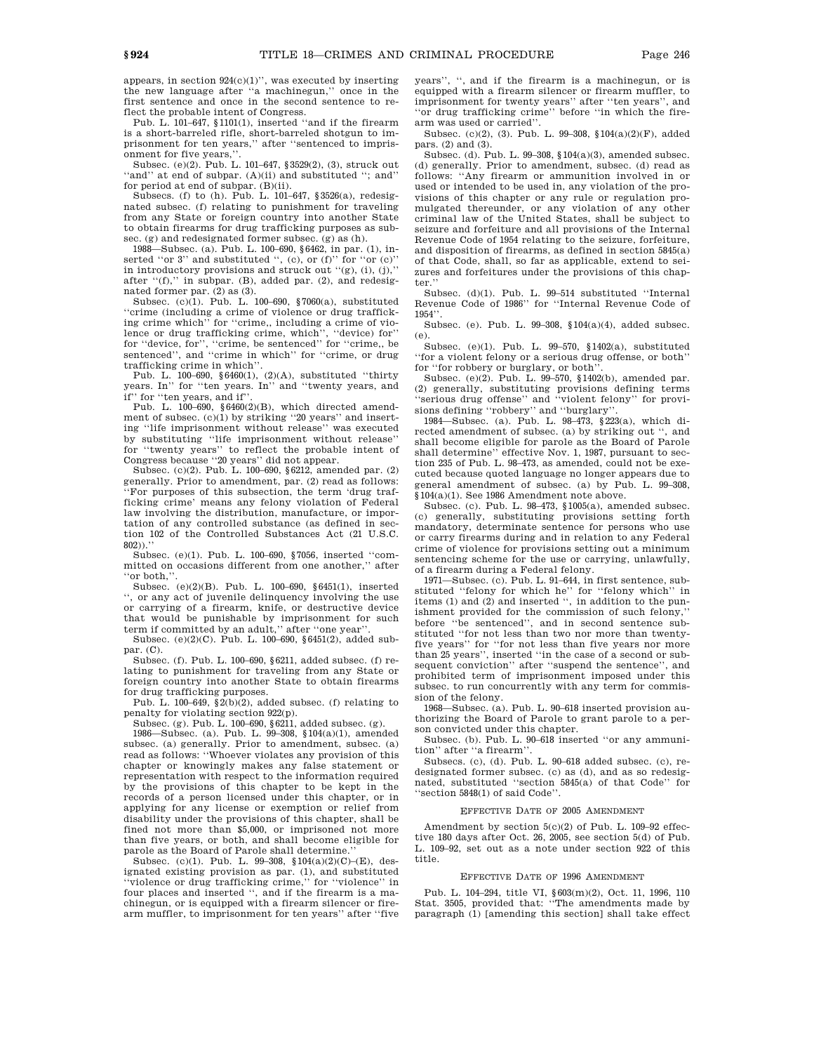appears, in section 924(c)(1)'', was executed by inserting the new language after ''a machinegun,'' once in the first sentence and once in the second sentence to reflect the probable intent of Congress.

Pub. L. 101–647, §1101(1), inserted ''and if the firearm is a short-barreled rifle, short-barreled shotgun to imprisonment for ten years,'' after ''sentenced to imprisonment for five years,''.

Subsec. (e)(2). Pub. L. 101–647, §3529(2), (3), struck out ''and'' at end of subpar. (A)(ii) and substituted ''; and'' for period at end of subpar. (B)(ii).

Subsecs. (f) to (h). Pub. L. 101–647, §3526(a), redesignated subsec. (f) relating to punishment for traveling from any State or foreign country into another State to obtain firearms for drug trafficking purposes as subsec. (g) and redesignated former subsec. (g) as (h).

1988—Subsec. (a). Pub. L. 100–690, §6462, in par. (1), inserted ''or 3'' and substituted '', (c), or (f)'' for ''or (c)'' in introductory provisions and struck out ''(g), (i), (j),'' after ''(f),'' in subpar. (B), added par. (2), and redesignated former par. (2) as (3).

Subsec. (c)(1). Pub. L. 100–690, §7060(a), substituted ''crime (including a crime of violence or drug trafficking crime which'' for ''crime,, including a crime of violence or drug trafficking crime, which'', ''device) for'' for ''device, for'', ''crime, be sentenced'' for ''crime,, be sentenced'', and ''crime in which'' for ''crime, or drug trafficking crime in which''.

Pub. L. 100–690, §6460(1), (2)(A), substituted ''thirty years. In'' for ''ten years. In'' and ''twenty years, and if'' for ''ten years, and if''.

Pub. L. 100–690, §6460(2)(B), which directed amendment of subsec. (c)(1) by striking ''20 years'' and inserting ''life imprisonment without release'' was executed by substituting ''life imprisonment without release'' for ''twenty years'' to reflect the probable intent of Congress because ''20 years'' did not appear.

Subsec. (c)(2). Pub. L. 100–690, §6212, amended par. (2) generally. Prior to amendment, par. (2) read as follows: ''For purposes of this subsection, the term 'drug trafficking crime' means any felony violation of Federal law involving the distribution, manufacture, or importation of any controlled substance (as defined in section 102 of the Controlled Substances Act (21 U.S.C. 802)).''

Subsec. (e)(1). Pub. L. 100–690, §7056, inserted ''committed on occasions different from one another,'' after ''or both,''.

Subsec. (e)(2)(B). Pub. L. 100–690, §6451(1), inserted '', or any act of juvenile delinquency involving the use or carrying of a firearm, knife, or destructive device that would be punishable by imprisonment for such term if committed by an adult,'' after ''one year''.

Subsec. (e)(2)(C). Pub. L. 100–690, §6451(2), added subpar. (C).

Subsec. (f). Pub. L. 100–690, §6211, added subsec. (f) relating to punishment for traveling from any State or foreign country into another State to obtain firearms for drug trafficking purposes.

Pub. L. 100–649, §2(b)(2), added subsec. (f) relating to penalty for violating section 922(p).

Subsec. (g). Pub. L. 100–690, §6211, added subsec. (g).

1986—Subsec. (a). Pub. L. 99–308, §104(a)(1), amended subsec. (a) generally. Prior to amendment, subsec. (a) read as follows: ''Whoever violates any provision of this chapter or knowingly makes any false statement or representation with respect to the information required by the provisions of this chapter to be kept in the records of a person licensed under this chapter, or in applying for any license or exemption or relief from disability under the provisions of this chapter, shall be fined not more than $5,000, or imprisoned not more than five years, or both, and shall become eligible for parole as the Board of Parole shall determine.''

Subsec. (c)(1). Pub. L. 99–308, §104(a)(2)(C)–(E), designated existing provision as par. (1), and substituted ''violence or drug trafficking crime,'' for ''violence'' in four places and inserted '', and if the firearm is a machinegun, or is equipped with a firearm silencer or firearm muffler, to imprisonment for ten years'' after ''five years'', '', and if the firearm is a machinegun, or is equipped with a firearm silencer or firearm muffler, to imprisonment for twenty years'' after ''ten years'', and ''or drug trafficking crime'' before ''in which the firearm was used or carried''.

Subsec. (c)(2), (3). Pub. L. 99–308, §104(a)(2)(F), added pars. (2) and (3).

Subsec. (d). Pub. L. 99–308, §104(a)(3), amended subsec. (d) generally. Prior to amendment, subsec. (d) read as follows: ''Any firearm or ammunition involved in or used or intended to be used in, any violation of the provisions of this chapter or any rule or regulation promulgated thereunder, or any violation of any other criminal law of the United States, shall be subject to seizure and forfeiture and all provisions of the Internal Revenue Code of 1954 relating to the seizure, forfeiture, and disposition of firearms, as defined in section 5845(a) of that Code, shall, so far as applicable, extend to seizures and forfeitures under the provisions of this chapter.''

Subsec. (d)(1). Pub. L. 99–514 substituted ''Internal Revenue Code of 1986'' for ''Internal Revenue Code of 1954''.

Subsec. (e). Pub. L. 99–308, §104(a)(4), added subsec. (e).

Subsec. (e)(1). Pub. L. 99–570, §1402(a), substituted ''for a violent felony or a serious drug offense, or both'' for ''for robbery or burglary, or both''.

Subsec. (e)(2). Pub. L. 99–570, §1402(b), amended par. (2) generally, substituting provisions defining terms ''serious drug offense'' and ''violent felony'' for provisions defining ''robbery'' and ''burglary''.

1984—Subsec. (a). Pub. L. 98–473, §223(a), which directed amendment of subsec. (a) by striking out '', and shall become eligible for parole as the Board of Parole shall determine'' effective Nov. 1, 1987, pursuant to section 235 of Pub. L. 98–473, as amended, could not be executed because quoted language no longer appears due to general amendment of subsec. (a) by Pub. L. 99–308, §104(a)(1). See 1986 Amendment note above.

Subsec. (c). Pub. L. 98–473, §1005(a), amended subsec. (c) generally, substituting provisions setting forth mandatory, determinate sentence for persons who use or carry firearms during and in relation to any Federal crime of violence for provisions setting out a minimum sentencing scheme for the use or carrying, unlawfully, of a firearm during a Federal felony.

1971—Subsec. (c). Pub. L. 91–644, in first sentence, substituted ''felony for which he'' for ''felony which'' in items (1) and (2) and inserted '', in addition to the punishment provided for the commission of such felony,'' before ''be sentenced'', and in second sentence substituted ''for not less than two nor more than twenty-five years'' for ''for not less than five years nor more than 25 years'', inserted ''in the case of a second or subsequent conviction'' after ''suspend the sentence'', and prohibited term of imprisonment imposed under this subsec. to run concurrently with any term for commission of the felony.

1968—Subsec. (a). Pub. L. 90–618 inserted provision authorizing the Board of Parole to grant parole to a person convicted under this chapter.

Subsec. (b). Pub. L. 90–618 inserted ''or any ammunition'' after ''a firearm''.

Subsecs. (c), (d). Pub. L. 90–618 added subsec. (c), redesignated former subsec. (c) as (d), and as so redesignated, substituted ''section 5845(a) of that Code'' for ''section 5848(1) of said Code''.

### Effective Date of 2005 Amendment

Amendment by section 5(c)(2) of Pub. L. 109–92 effective 180 days after Oct. 26, 2005, see section 5(d) of Pub. L. 109–92, set out as a note under section 922 of this title.

### Effective Date of 1996 Amendment

Pub. L. 104–294, title VI, §603(m)(2), Oct. 11, 1996, 110 Stat. 3505, provided that: ''The amendments made by paragraph (1) [amending this section] shall take effect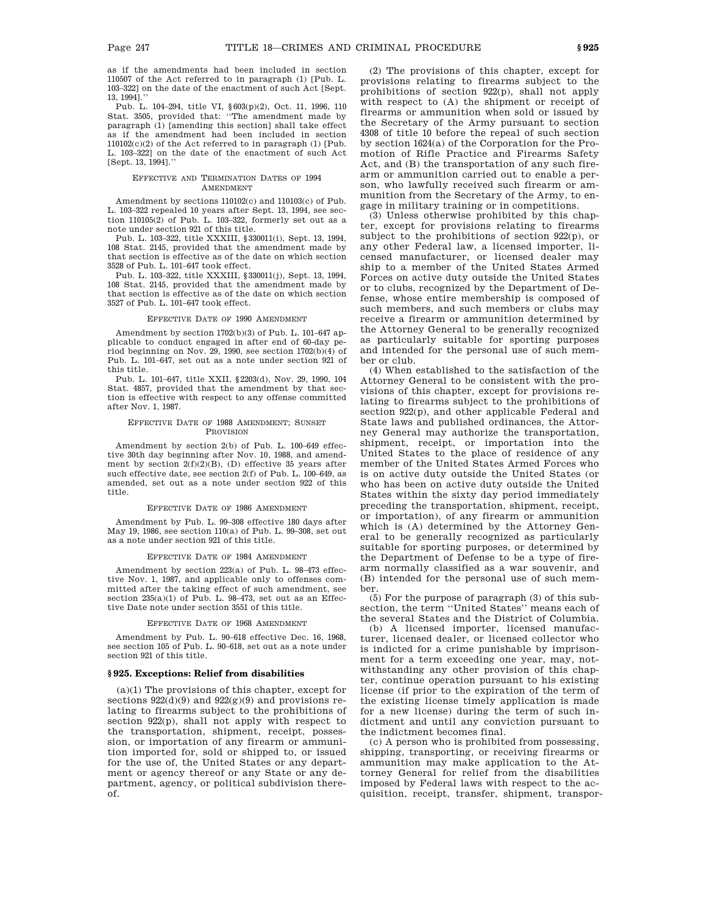as if the amendments had been included in section 110507 of the Act referred to in paragraph (1) [Pub. L. 103–322] on the date of the enactment of such Act [Sept. 13, 1994].''

Pub. L. 104–294, title VI, §603(p)(2), Oct. 11, 1996, 110 Stat. 3505, provided that: ''The amendment made by paragraph (1) [amending this section] shall take effect as if the amendment had been included in section 110102(c)(2) of the Act referred to in paragraph (1) [Pub. L. 103–322] on the date of the enactment of such Act [Sept. 13, 1994].''

###### EFFECTIVE AND TERMINATION DATES OF 1994 AMENDMENT

Amendment by sections 110102(c) and 110103(c) of Pub. L. 103–322 repealed 10 years after Sept. 13, 1994, see section 110105(2) of Pub. L. 103–322, formerly set out as a note under section 921 of this title.

Pub. L. 103–322, title XXXIII, §330011(i), Sept. 13, 1994, 108 Stat. 2145, provided that the amendment made by that section is effective as of the date on which section 3528 of Pub. L. 101–647 took effect.

Pub. L. 103–322, title XXXIII, §330011(j), Sept. 13, 1994, 108 Stat. 2145, provided that the amendment made by that section is effective as of the date on which section 3527 of Pub. L. 101–647 took effect.

###### EFFECTIVE DATE OF 1990 AMENDMENT

Amendment by section 1702(b)(3) of Pub. L. 101–647 applicable to conduct engaged in after end of 60-day period beginning on Nov. 29, 1990, see section 1702(b)(4) of Pub. L. 101–647, set out as a note under section 921 of this title.

Pub. L. 101–647, title XXII, §2203(d), Nov. 29, 1990, 104 Stat. 4857, provided that the amendment by that section is effective with respect to any offense committed after Nov. 1, 1987.

###### EFFECTIVE DATE OF 1988 AMENDMENT; SUNSET PROVISION

Amendment by section 2(b) of Pub. L. 100–649 effective 30th day beginning after Nov. 10, 1988, and amendment by section 2(f)(2)(B), (D) effective 35 years after such effective date, see section 2(f) of Pub. L. 100–649, as amended, set out as a note under section 922 of this title.

###### EFFECTIVE DATE OF 1986 AMENDMENT

Amendment by Pub. L. 99–308 effective 180 days after May 19, 1986, see section 110(a) of Pub. L. 99–308, set out as a note under section 921 of this title.

###### EFFECTIVE DATE OF 1984 AMENDMENT

Amendment by section 223(a) of Pub. L. 98–473 effective Nov. 1, 1987, and applicable only to offenses committed after the taking effect of such amendment, see section 235(a)(1) of Pub. L. 98–473, set out as an Effective Date note under section 3551 of this title.

###### EFFECTIVE DATE OF 1968 AMENDMENT

Amendment by Pub. L. 90–618 effective Dec. 16, 1968, see section 105 of Pub. L. 90–618, set out as a note under section 921 of this title.

### §925. Exceptions: Relief from disabilities

(a)(1) The provisions of this chapter, except for sections 922(d)(9) and 922(g)(9) and provisions relating to firearms subject to the prohibitions of section 922(p), shall not apply with respect to the transportation, shipment, receipt, possession, or importation of any firearm or ammunition imported for, sold or shipped to, or issued for the use of, the United States or any department or agency thereof or any State or any department, agency, or political subdivision thereof.

(2) The provisions of this chapter, except for provisions relating to firearms subject to the prohibitions of section 922(p), shall not apply with respect to (A) the shipment or receipt of firearms or ammunition when sold or issued by the Secretary of the Army pursuant to section 4308 of title 10 before the repeal of such section by section 1624(a) of the Corporation for the Promotion of Rifle Practice and Firearms Safety Act, and (B) the transportation of any such firearm or ammunition carried out to enable a person, who lawfully received such firearm or ammunition from the Secretary of the Army, to engage in military training or in competitions.

(3) Unless otherwise prohibited by this chapter, except for provisions relating to firearms subject to the prohibitions of section 922(p), or any other Federal law, a licensed importer, licensed manufacturer, or licensed dealer may ship to a member of the United States Armed Forces on active duty outside the United States or to clubs, recognized by the Department of Defense, whose entire membership is composed of such members, and such members or clubs may receive a firearm or ammunition determined by the Attorney General to be generally recognized as particularly suitable for sporting purposes and intended for the personal use of such member or club.

(4) When established to the satisfaction of the Attorney General to be consistent with the provisions of this chapter, except for provisions relating to firearms subject to the prohibitions of section 922(p), and other applicable Federal and State laws and published ordinances, the Attorney General may authorize the transportation, shipment, receipt, or importation into the United States to the place of residence of any member of the United States Armed Forces who is on active duty outside the United States (or who has been on active duty outside the United States within the sixty day period immediately preceding the transportation, shipment, receipt, or importation), of any firearm or ammunition which is (A) determined by the Attorney General to be generally recognized as particularly suitable for sporting purposes, or determined by the Department of Defense to be a type of firearm normally classified as a war souvenir, and (B) intended for the personal use of such member.

(5) For the purpose of paragraph (3) of this subsection, the term ''United States'' means each of the several States and the District of Columbia.

(b) A licensed importer, licensed manufacturer, licensed dealer, or licensed collector who is indicted for a crime punishable by imprisonment for a term exceeding one year, may, notwithstanding any other provision of this chapter, continue operation pursuant to his existing license (if prior to the expiration of the term of the existing license timely application is made for a new license) during the term of such indictment and until any conviction pursuant to the indictment becomes final.

(c) A person who is prohibited from possessing, shipping, transporting, or receiving firearms or ammunition may make application to the Attorney General for relief from the disabilities imposed by Federal laws with respect to the acquisition, receipt, transfer, shipment, transpor-